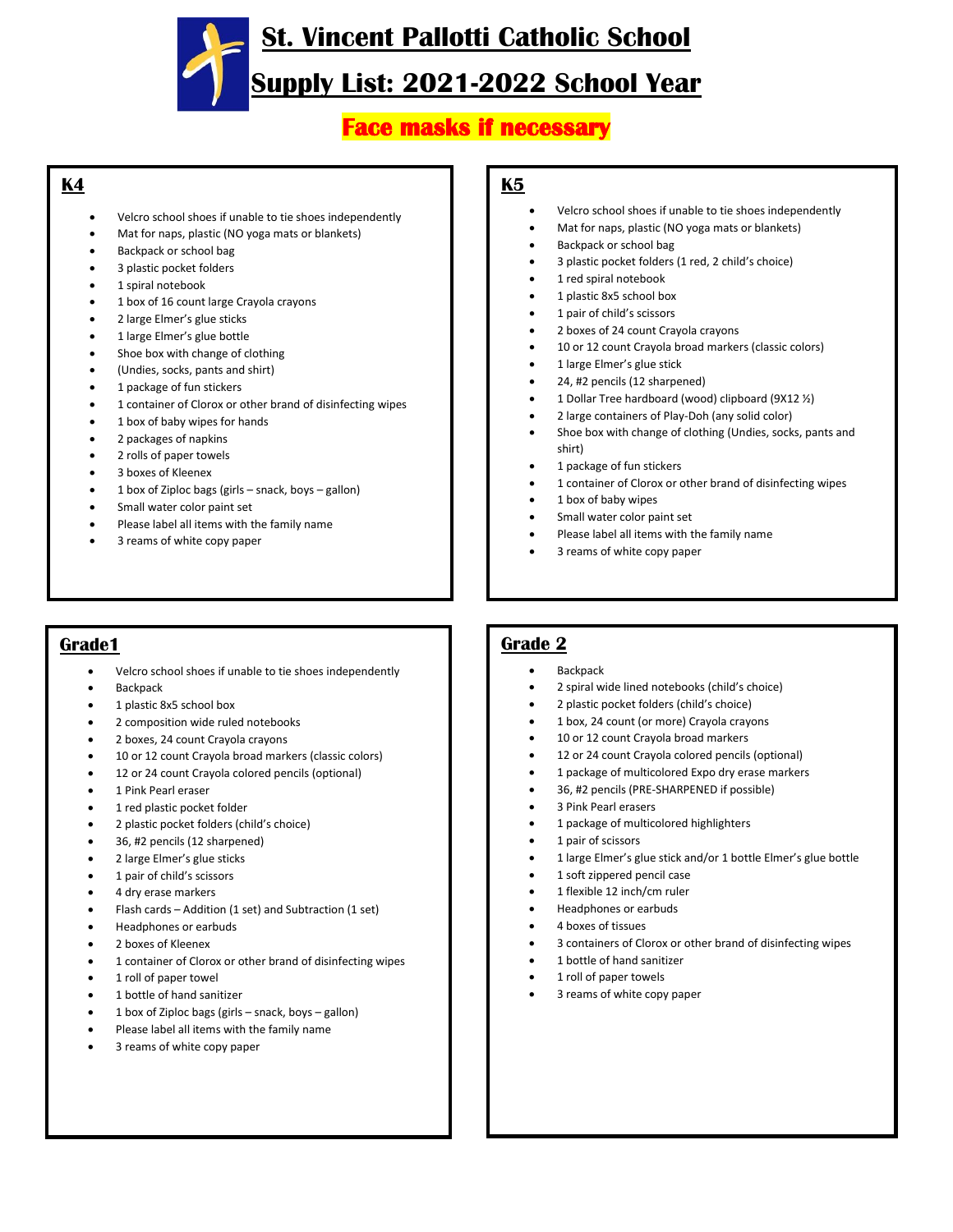# St. Vincent Pallotti Catholic School

# Supply List: 2021-2022 School Year

**Face masks if necessary**

## K4

- Velcro school shoes if unable to tie shoes independently
- Mat for naps, plastic (NO yoga mats or blankets)
- Backpack or school bag
- 3 plastic pocket folders
- 1 spiral notebook
- 1 box of 16 count large Crayola crayons
- 2 large Elmer's glue sticks
- 1 large Elmer's glue bottle
- Shoe box with change of clothing
- (Undies, socks, pants and shirt)
- 1 package of fun stickers
- 1 container of Clorox or other brand of disinfecting wipes
- 1 box of baby wipes for hands
- 2 packages of napkins
- 2 rolls of paper towels
- 3 boxes of Kleenex
- 1 box of Ziploc bags (girls – snack, boys – gallon)
- Small water color paint set
- Please label all items with the family name
- 3 reams of white copy paper

## K5

- Velcro school shoes if unable to tie shoes independently
- Mat for naps, plastic (NO yoga mats or blankets)
- Backpack or school bag
- 3 plastic pocket folders (1 red, 2 child's choice)
- 1 red spiral notebook
- 1 plastic 8x5 school box
- 1 pair of child's scissors
- 2 boxes of 24 count Crayola crayons
- 10 or 12 count Crayola broad markers (classic colors)
- 1 large Elmer's glue stick
- 24, #2 pencils (12 sharpened)
- 1 Dollar Tree hardboard (wood) clipboard (9X12 ½)
- 2 large containers of Play-Doh (any solid color)
- Shoe box with change of clothing (Undies, socks, pants and shirt)
- 1 package of fun stickers
- 1 container of Clorox or other brand of disinfecting wipes
- 1 box of baby wipes
- Small water color paint set
- Please label all items with the family name
- 3 reams of white copy paper

## Grade1

- Velcro school shoes if unable to tie shoes independently
- Backpack
- 1 plastic 8x5 school box
- 2 composition wide ruled notebooks
- 2 boxes, 24 count Crayola crayons
- 10 or 12 count Crayola broad markers (classic colors)
- 12 or 24 count Crayola colored pencils (optional)
- 1 Pink Pearl eraser
- 1 red plastic pocket folder
- 2 plastic pocket folders (child's choice)
- 36, #2 pencils (12 sharpened)
- 2 large Elmer's glue sticks
- 1 pair of child's scissors
- 4 dry erase markers
- Flash cards – Addition (1 set) and Subtraction (1 set)
- Headphones or earbuds
- 2 boxes of Kleenex
- 1 container of Clorox or other brand of disinfecting wipes
- 1 roll of paper towel
- 1 bottle of hand sanitizer
- 1 box of Ziploc bags (girls – snack, boys – gallon)
- Please label all items with the family name
- 3 reams of white copy paper

## Grade 2

- Backpack
- 2 spiral wide lined notebooks (child's choice)
- 2 plastic pocket folders (child's choice)
- 1 box, 24 count (or more) Crayola crayons
- 10 or 12 count Crayola broad markers
- 12 or 24 count Crayola colored pencils (optional)
- 1 package of multicolored Expo dry erase markers
- 36, #2 pencils (PRE-SHARPENED if possible)
- 3 Pink Pearl erasers
- 1 package of multicolored highlighters
- 1 pair of scissors
- 1 large Elmer's glue stick and/or 1 bottle Elmer's glue bottle
- 1 soft zippered pencil case
- 1 flexible 12 inch/cm ruler
- Headphones or earbuds
- 4 boxes of tissues
- 3 containers of Clorox or other brand of disinfecting wipes
- 1 bottle of hand sanitizer
- 1 roll of paper towels
- 3 reams of white copy paper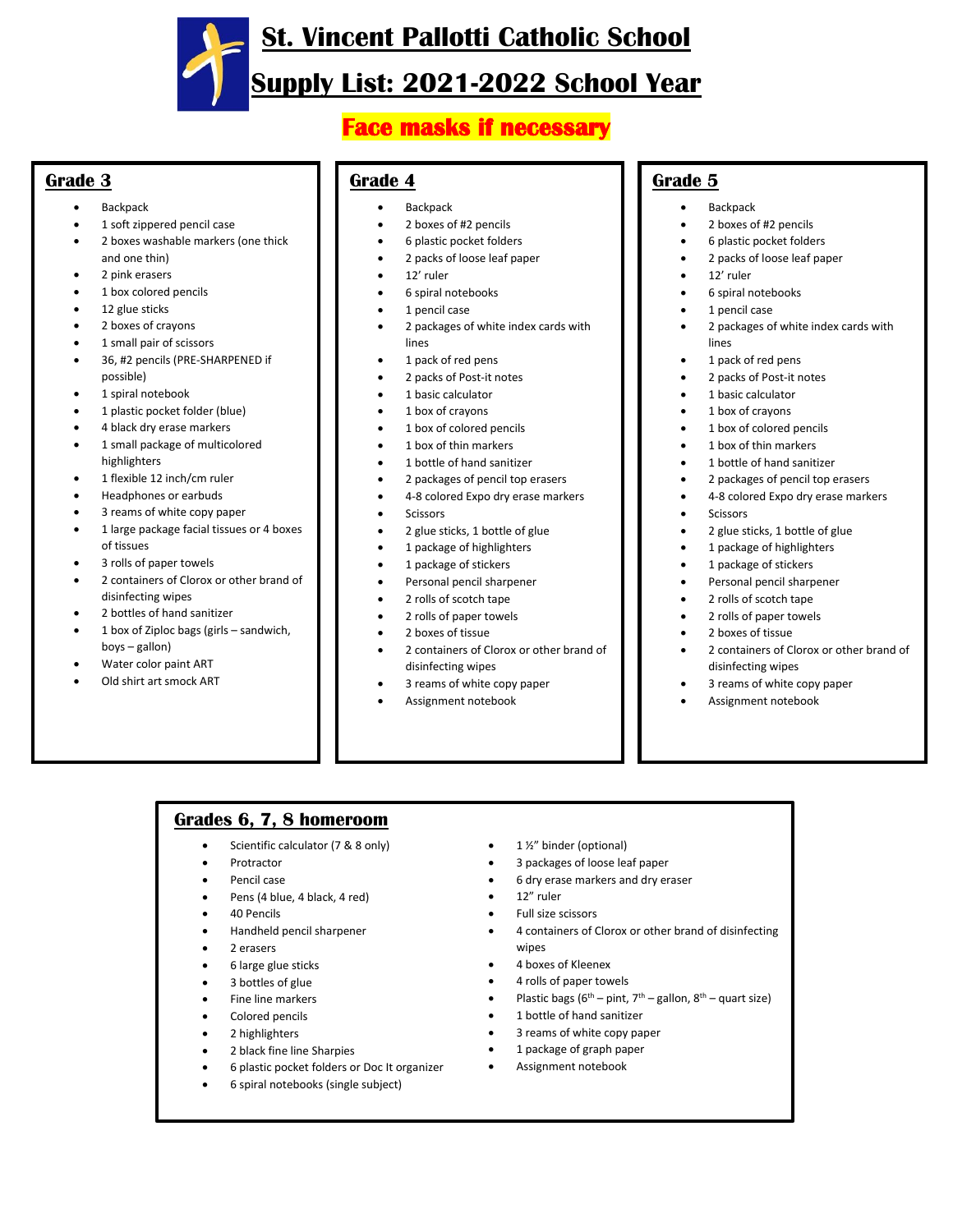# St. Vincent Pallotti Catholic School

# Supply List: 2021-2022 School Year

**Face masks if necessary**

## Grade 3

- Backpack
- 1 soft zippered pencil case
- 2 boxes washable markers (one thick and one thin)
- 2 pink erasers
- 1 box colored pencils
- 12 glue sticks
- 2 boxes of crayons
- 1 small pair of scissors
- 36, #2 pencils (PRE-SHARPENED if possible)
- 1 spiral notebook
- 1 plastic pocket folder (blue)
- 4 black dry erase markers
- 1 small package of multicolored highlighters
- 1 flexible 12 inch/cm ruler
- Headphones or earbuds
- 3 reams of white copy paper
- 1 large package facial tissues or 4 boxes of tissues
- 3 rolls of paper towels
- 2 containers of Clorox or other brand of disinfecting wipes
- 2 bottles of hand sanitizer
- 1 box of Ziploc bags (girls – sandwich, boys – gallon)
- Water color paint ART
- Old shirt art smock ART

## Grade 4

- Backpack
- 2 boxes of #2 pencils
- 6 plastic pocket folders
- 2 packs of loose leaf paper
- 12' ruler
- 6 spiral notebooks
- 1 pencil case
- 2 packages of white index cards with lines
- 1 pack of red pens
- 2 packs of Post-it notes
- 1 basic calculator
- 1 box of crayons
- 1 box of colored pencils
- 1 box of thin markers
- 1 bottle of hand sanitizer
- 2 packages of pencil top erasers
- 4-8 colored Expo dry erase markers
- Scissors
- 2 glue sticks, 1 bottle of glue
- 1 package of highlighters
- 1 package of stickers
- Personal pencil sharpener
- 2 rolls of scotch tape
- 2 rolls of paper towels
- 2 boxes of tissue
- 2 containers of Clorox or other brand of disinfecting wipes
- 3 reams of white copy paper
- Assignment notebook

## Grade 5

- Backpack
- 2 boxes of #2 pencils
- 6 plastic pocket folders
- 2 packs of loose leaf paper
- 12' ruler
- 6 spiral notebooks
- 1 pencil case
- 2 packages of white index cards with lines
- 1 pack of red pens
- 2 packs of Post-it notes
- 1 basic calculator
- 1 box of crayons
- 1 box of colored pencils
- 1 box of thin markers
- 1 bottle of hand sanitizer
- 2 packages of pencil top erasers
- 4-8 colored Expo dry erase markers
- Scissors
- 2 glue sticks, 1 bottle of glue
- 1 package of highlighters
- 1 package of stickers
- Personal pencil sharpener
- 2 rolls of scotch tape
- 2 rolls of paper towels
- 2 boxes of tissue
- 2 containers of Clorox or other brand of disinfecting wipes
- 3 reams of white copy paper
- Assignment notebook

## Grades 6, 7, 8 homeroom

- Scientific calculator (7 & 8 only)
- Protractor
- Pencil case
- Pens (4 blue, 4 black, 4 red)
- 40 Pencils
- Handheld pencil sharpener
- 2 erasers
- 6 large glue sticks
- 3 bottles of glue
- Fine line markers
- Colored pencils
- 2 highlighters
- 2 black fine line Sharpies
- 6 plastic pocket folders or Doc It organizer
- 6 spiral notebooks (single subject)
- 1 ½" binder (optional)
- 3 packages of loose leaf paper
- 6 dry erase markers and dry eraser
- 12" ruler
- Full size scissors
- 4 containers of Clorox or other brand of disinfecting wipes
- 4 boxes of Kleenex
- 4 rolls of paper towels
- Plastic bags (6th – pint, 7th – gallon, 8th – quart size)
- 1 bottle of hand sanitizer
- 3 reams of white copy paper
- 1 package of graph paper
- Assignment notebook